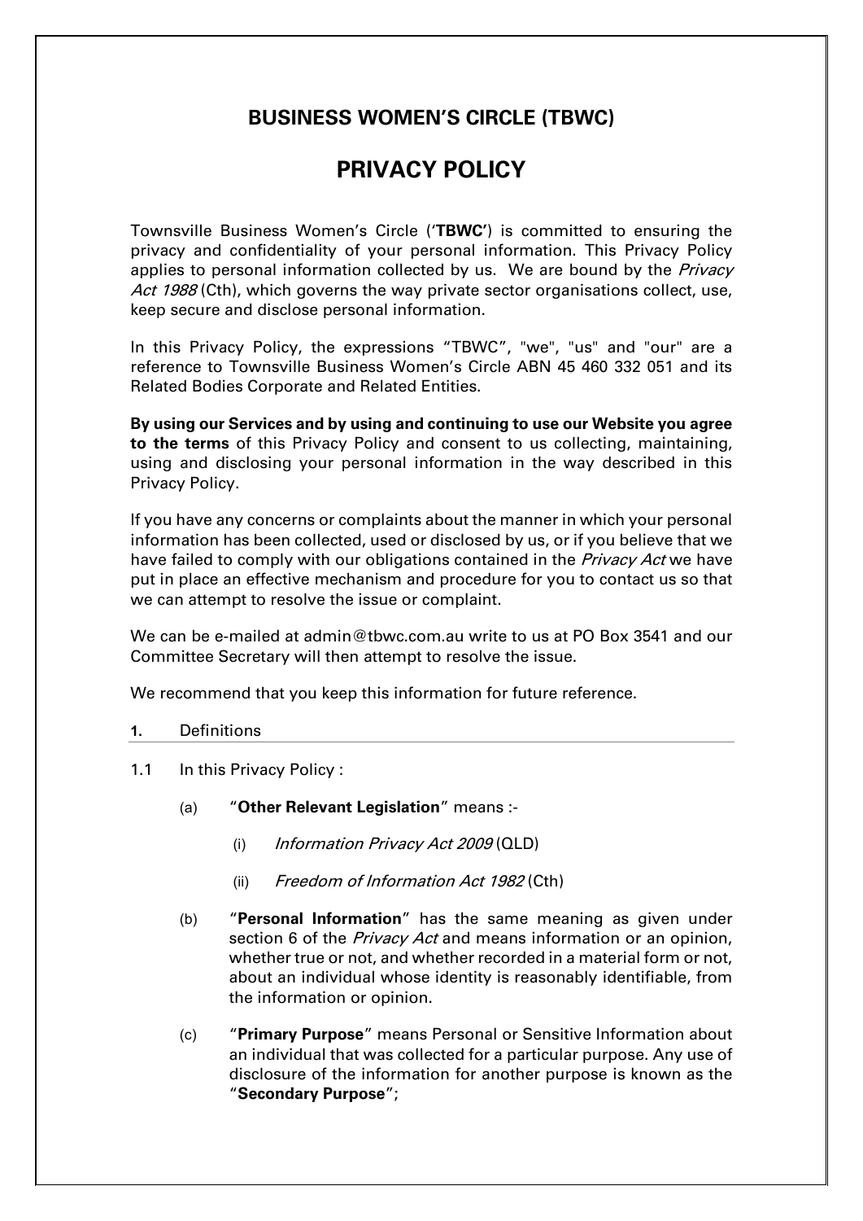# BUSINESS WOMEN'S CIRCLE (TBWC)

# PRIVACY POLICY

Townsville Business Women's Circle ('**TBWC**') is committed to ensuring the privacy and confidentiality of your personal information. This Privacy Policy applies to personal information collected by us. We are bound by the *Privacy Act 1988* (Cth), which governs the way private sector organisations collect, use, keep secure and disclose personal information.

In this Privacy Policy, the expressions "TBWC", "we", "us" and "our" are a reference to Townsville Business Women's Circle ABN 45 460 332 051 and its Related Bodies Corporate and Related Entities.

**By using our Services and by using and continuing to use our Website you agree to the terms** of this Privacy Policy and consent to us collecting, maintaining, using and disclosing your personal information in the way described in this Privacy Policy.

If you have any concerns or complaints about the manner in which your personal information has been collected, used or disclosed by us, or if you believe that we have failed to comply with our obligations contained in the *Privacy Act* we have put in place an effective mechanism and procedure for you to contact us so that we can attempt to resolve the issue or complaint.

We can be e-mailed at admin@tbwc.com.au write to us at PO Box 3541 and our Committee Secretary will then attempt to resolve the issue.

We recommend that you keep this information for future reference.

## 1. Definitions

1.1 In this Privacy Policy :

(a) "**Other Relevant Legislation**" means :-

(i) *Information Privacy Act 2009* (QLD)

(ii) *Freedom of Information Act 1982* (Cth)

(b) "**Personal Information**" has the same meaning as given under section 6 of the *Privacy Act* and means information or an opinion, whether true or not, and whether recorded in a material form or not, about an individual whose identity is reasonably identifiable, from the information or opinion.

(c) "**Primary Purpose**" means Personal or Sensitive Information about an individual that was collected for a particular purpose. Any use of disclosure of the information for another purpose is known as the "**Secondary Purpose**";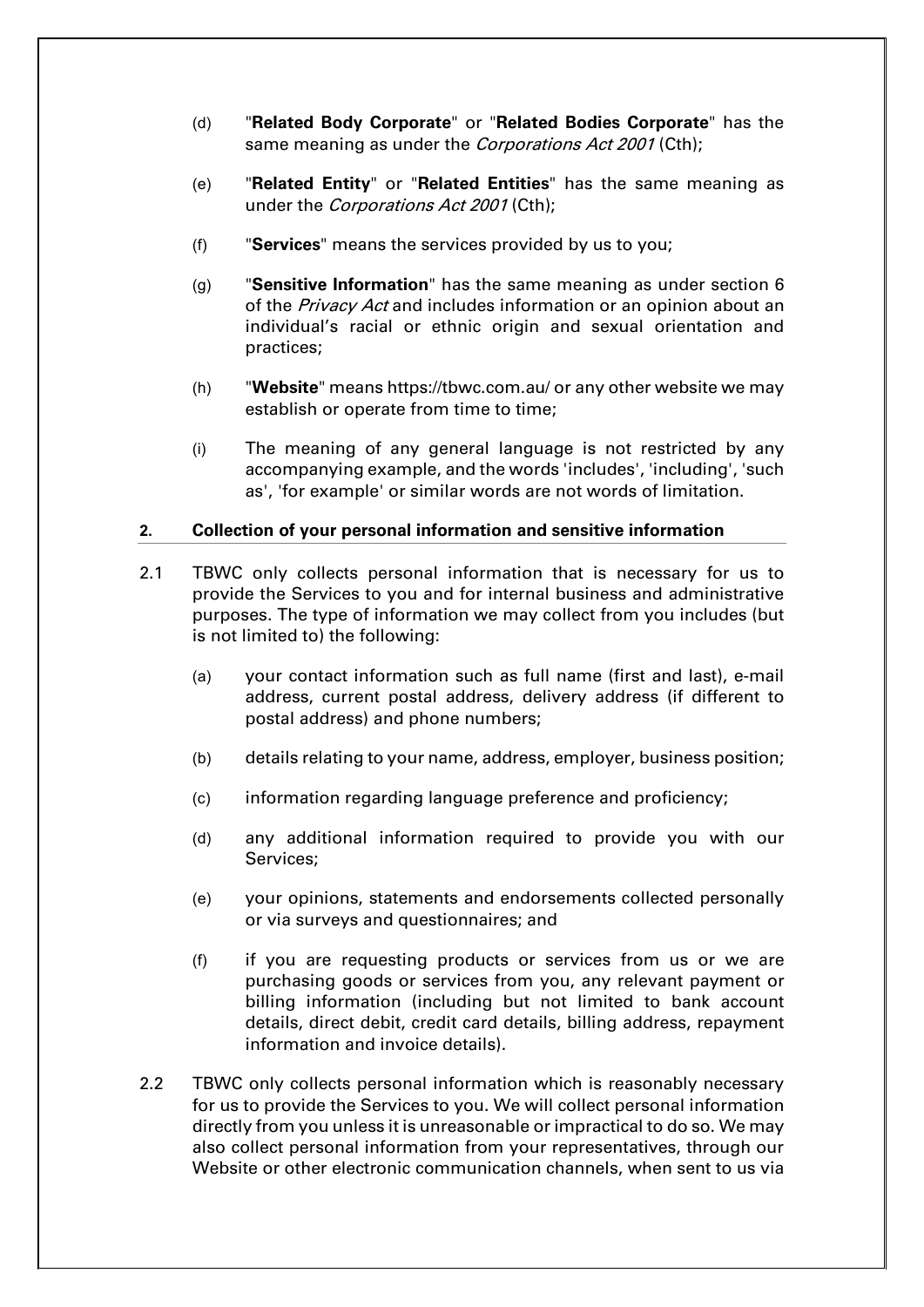(d) "**Related Body Corporate**" or "**Related Bodies Corporate**" has the same meaning as under the *Corporations Act 2001* (Cth);

(e) "**Related Entity**" or "**Related Entities**" has the same meaning as under the *Corporations Act 2001* (Cth);

(f) "**Services**" means the services provided by us to you;

(g) "**Sensitive Information**" has the same meaning as under section 6 of the *Privacy Act* and includes information or an opinion about an individual's racial or ethnic origin and sexual orientation and practices;

(h) "**Website**" means https://tbwc.com.au/ or any other website we may establish or operate from time to time;

(i) The meaning of any general language is not restricted by any accompanying example, and the words 'includes', 'including', 'such as', 'for example' or similar words are not words of limitation.

## 2. Collection of your personal information and sensitive information

2.1 TBWC only collects personal information that is necessary for us to provide the Services to you and for internal business and administrative purposes. The type of information we may collect from you includes (but is not limited to) the following:

(a) your contact information such as full name (first and last), e-mail address, current postal address, delivery address (if different to postal address) and phone numbers;

(b) details relating to your name, address, employer, business position;

(c) information regarding language preference and proficiency;

(d) any additional information required to provide you with our Services;

(e) your opinions, statements and endorsements collected personally or via surveys and questionnaires; and

(f) if you are requesting products or services from us or we are purchasing goods or services from you, any relevant payment or billing information (including but not limited to bank account details, direct debit, credit card details, billing address, repayment information and invoice details).

2.2 TBWC only collects personal information which is reasonably necessary for us to provide the Services to you. We will collect personal information directly from you unless it is unreasonable or impractical to do so. We may also collect personal information from your representatives, through our Website or other electronic communication channels, when sent to us via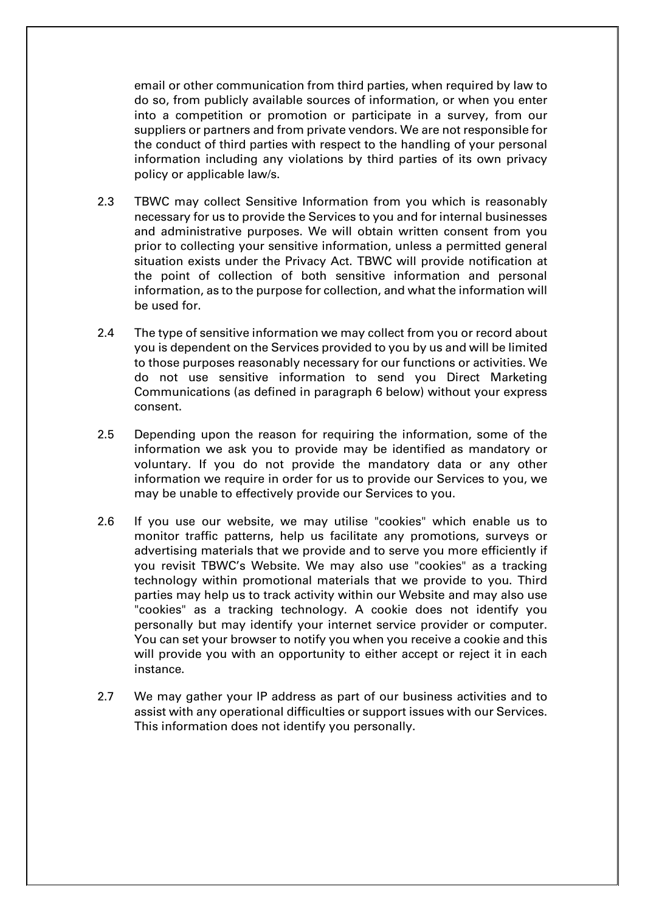email or other communication from third parties, when required by law to do so, from publicly available sources of information, or when you enter into a competition or promotion or participate in a survey, from our suppliers or partners and from private vendors. We are not responsible for the conduct of third parties with respect to the handling of your personal information including any violations by third parties of its own privacy policy or applicable law/s.

2.3 TBWC may collect Sensitive Information from you which is reasonably necessary for us to provide the Services to you and for internal businesses and administrative purposes. We will obtain written consent from you prior to collecting your sensitive information, unless a permitted general situation exists under the Privacy Act. TBWC will provide notification at the point of collection of both sensitive information and personal information, as to the purpose for collection, and what the information will be used for.

2.4 The type of sensitive information we may collect from you or record about you is dependent on the Services provided to you by us and will be limited to those purposes reasonably necessary for our functions or activities. We do not use sensitive information to send you Direct Marketing Communications (as defined in paragraph 6 below) without your express consent.

2.5 Depending upon the reason for requiring the information, some of the information we ask you to provide may be identified as mandatory or voluntary. If you do not provide the mandatory data or any other information we require in order for us to provide our Services to you, we may be unable to effectively provide our Services to you.

2.6 If you use our website, we may utilise "cookies" which enable us to monitor traffic patterns, help us facilitate any promotions, surveys or advertising materials that we provide and to serve you more efficiently if you revisit TBWC's Website. We may also use "cookies" as a tracking technology within promotional materials that we provide to you. Third parties may help us to track activity within our Website and may also use "cookies" as a tracking technology. A cookie does not identify you personally but may identify your internet service provider or computer. You can set your browser to notify you when you receive a cookie and this will provide you with an opportunity to either accept or reject it in each instance.

2.7 We may gather your IP address as part of our business activities and to assist with any operational difficulties or support issues with our Services. This information does not identify you personally.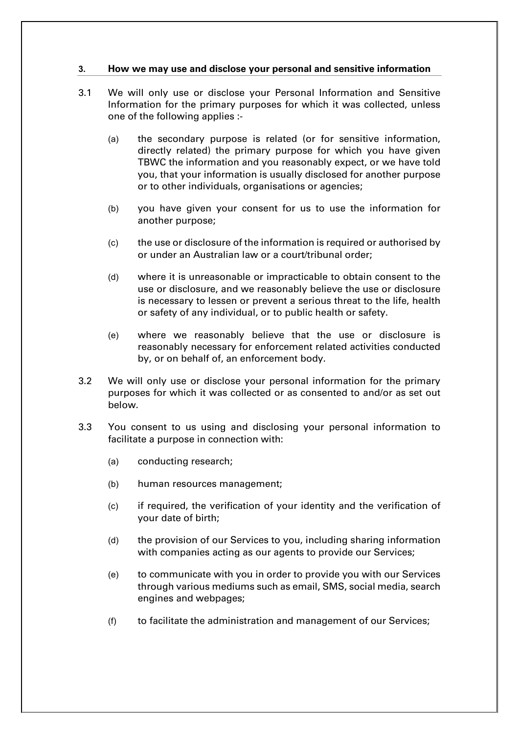### 3. How we may use and disclose your personal and sensitive information

3.1 We will only use or disclose your Personal Information and Sensitive Information for the primary purposes for which it was collected, unless one of the following applies :-

(a) the secondary purpose is related (or for sensitive information, directly related) the primary purpose for which you have given TBWC the information and you reasonably expect, or we have told you, that your information is usually disclosed for another purpose or to other individuals, organisations or agencies;

(b) you have given your consent for us to use the information for another purpose;

(c) the use or disclosure of the information is required or authorised by or under an Australian law or a court/tribunal order;

(d) where it is unreasonable or impracticable to obtain consent to the use or disclosure, and we reasonably believe the use or disclosure is necessary to lessen or prevent a serious threat to the life, health or safety of any individual, or to public health or safety.

(e) where we reasonably believe that the use or disclosure is reasonably necessary for enforcement related activities conducted by, or on behalf of, an enforcement body.

3.2 We will only use or disclose your personal information for the primary purposes for which it was collected or as consented to and/or as set out below.

3.3 You consent to us using and disclosing your personal information to facilitate a purpose in connection with:

(a) conducting research;

(b) human resources management;

(c) if required, the verification of your identity and the verification of your date of birth;

(d) the provision of our Services to you, including sharing information with companies acting as our agents to provide our Services;

(e) to communicate with you in order to provide you with our Services through various mediums such as email, SMS, social media, search engines and webpages;

(f) to facilitate the administration and management of our Services;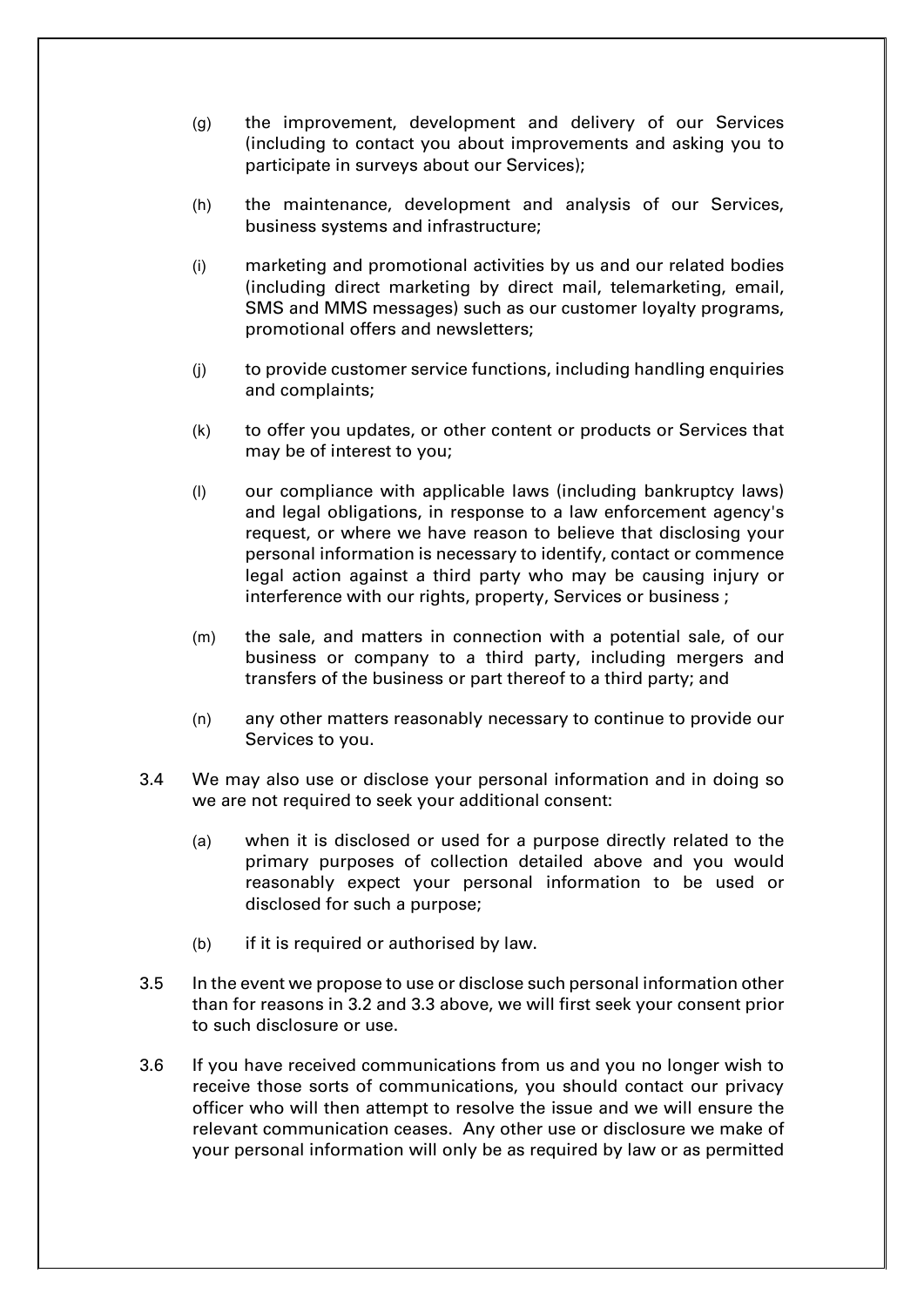(g) the improvement, development and delivery of our Services (including to contact you about improvements and asking you to participate in surveys about our Services);

(h) the maintenance, development and analysis of our Services, business systems and infrastructure;

(i) marketing and promotional activities by us and our related bodies (including direct marketing by direct mail, telemarketing, email, SMS and MMS messages) such as our customer loyalty programs, promotional offers and newsletters;

(j) to provide customer service functions, including handling enquiries and complaints;

(k) to offer you updates, or other content or products or Services that may be of interest to you;

(l) our compliance with applicable laws (including bankruptcy laws) and legal obligations, in response to a law enforcement agency's request, or where we have reason to believe that disclosing your personal information is necessary to identify, contact or commence legal action against a third party who may be causing injury or interference with our rights, property, Services or business ;

(m) the sale, and matters in connection with a potential sale, of our business or company to a third party, including mergers and transfers of the business or part thereof to a third party; and

(n) any other matters reasonably necessary to continue to provide our Services to you.

3.4 We may also use or disclose your personal information and in doing so we are not required to seek your additional consent:

(a) when it is disclosed or used for a purpose directly related to the primary purposes of collection detailed above and you would reasonably expect your personal information to be used or disclosed for such a purpose;

(b) if it is required or authorised by law.

3.5 In the event we propose to use or disclose such personal information other than for reasons in 3.2 and 3.3 above, we will first seek your consent prior to such disclosure or use.

3.6 If you have received communications from us and you no longer wish to receive those sorts of communications, you should contact our privacy officer who will then attempt to resolve the issue and we will ensure the relevant communication ceases. Any other use or disclosure we make of your personal information will only be as required by law or as permitted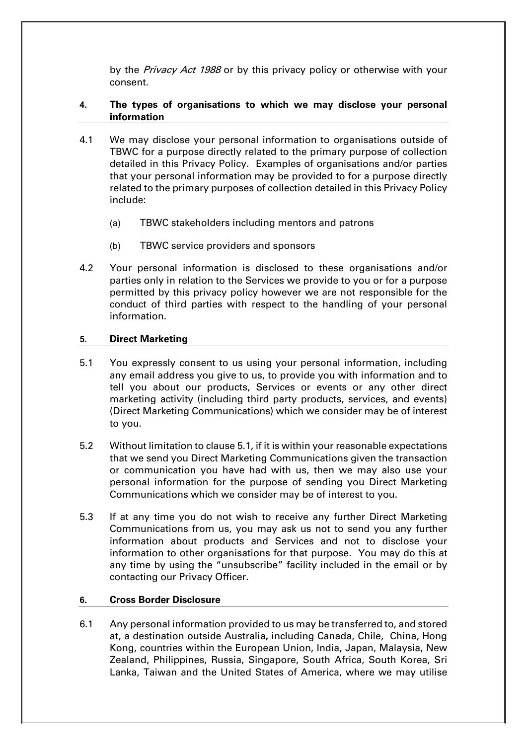by the *Privacy Act 1988* or by this privacy policy or otherwise with your consent.

## 4. The types of organisations to which we may disclose your personal information

4.1 We may disclose your personal information to organisations outside of TBWC for a purpose directly related to the primary purpose of collection detailed in this Privacy Policy. Examples of organisations and/or parties that your personal information may be provided to for a purpose directly related to the primary purposes of collection detailed in this Privacy Policy include:

(a) TBWC stakeholders including mentors and patrons

(b) TBWC service providers and sponsors

4.2 Your personal information is disclosed to these organisations and/or parties only in relation to the Services we provide to you or for a purpose permitted by this privacy policy however we are not responsible for the conduct of third parties with respect to the handling of your personal information.

## 5. Direct Marketing

5.1 You expressly consent to us using your personal information, including any email address you give to us, to provide you with information and to tell you about our products, Services or events or any other direct marketing activity (including third party products, services, and events) (Direct Marketing Communications) which we consider may be of interest to you.

5.2 Without limitation to clause 5.1, if it is within your reasonable expectations that we send you Direct Marketing Communications given the transaction or communication you have had with us, then we may also use your personal information for the purpose of sending you Direct Marketing Communications which we consider may be of interest to you.

5.3 If at any time you do not wish to receive any further Direct Marketing Communications from us, you may ask us not to send you any further information about products and Services and not to disclose your information to other organisations for that purpose. You may do this at any time by using the "unsubscribe" facility included in the email or by contacting our Privacy Officer.

## 6. Cross Border Disclosure

6.1 Any personal information provided to us may be transferred to, and stored at, a destination outside Australia**,** including Canada, Chile, China, Hong Kong, countries within the European Union, India, Japan, Malaysia, New Zealand, Philippines, Russia, Singapore, South Africa, South Korea, Sri Lanka, Taiwan and the United States of America, where we may utilise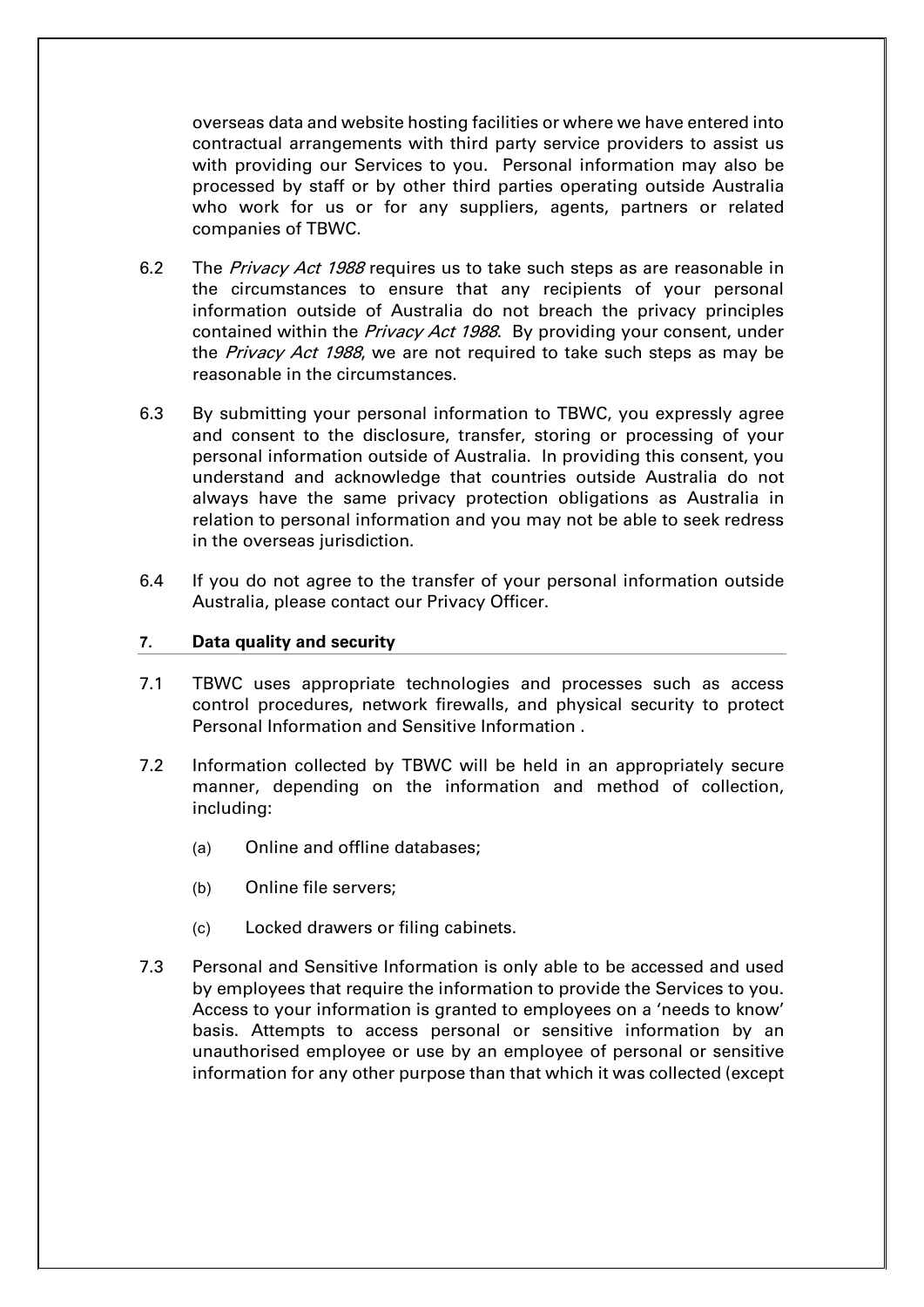overseas data and website hosting facilities or where we have entered into contractual arrangements with third party service providers to assist us with providing our Services to you. Personal information may also be processed by staff or by other third parties operating outside Australia who work for us or for any suppliers, agents, partners or related companies of TBWC.

6.2 The *Privacy Act 1988* requires us to take such steps as are reasonable in the circumstances to ensure that any recipients of your personal information outside of Australia do not breach the privacy principles contained within the *Privacy Act 1988*. By providing your consent, under the *Privacy Act 1988*, we are not required to take such steps as may be reasonable in the circumstances.

6.3 By submitting your personal information to TBWC, you expressly agree and consent to the disclosure, transfer, storing or processing of your personal information outside of Australia. In providing this consent, you understand and acknowledge that countries outside Australia do not always have the same privacy protection obligations as Australia in relation to personal information and you may not be able to seek redress in the overseas jurisdiction.

6.4 If you do not agree to the transfer of your personal information outside Australia, please contact our Privacy Officer.

## 7. Data quality and security

7.1 TBWC uses appropriate technologies and processes such as access control procedures, network firewalls, and physical security to protect Personal Information and Sensitive Information .

7.2 Information collected by TBWC will be held in an appropriately secure manner, depending on the information and method of collection, including:

(a) Online and offline databases;

(b) Online file servers;

(c) Locked drawers or filing cabinets.

7.3 Personal and Sensitive Information is only able to be accessed and used by employees that require the information to provide the Services to you. Access to your information is granted to employees on a 'needs to know' basis. Attempts to access personal or sensitive information by an unauthorised employee or use by an employee of personal or sensitive information for any other purpose than that which it was collected (except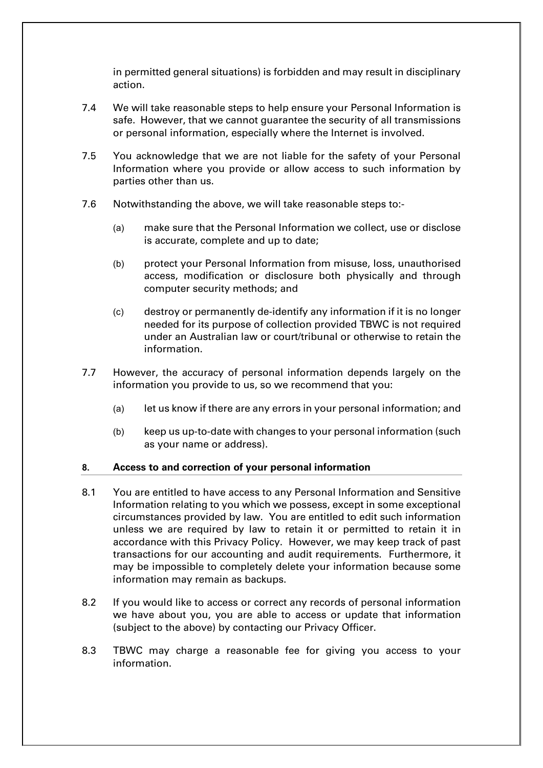in permitted general situations) is forbidden and may result in disciplinary action.

7.4 We will take reasonable steps to help ensure your Personal Information is safe. However, that we cannot guarantee the security of all transmissions or personal information, especially where the Internet is involved.

7.5 You acknowledge that we are not liable for the safety of your Personal Information where you provide or allow access to such information by parties other than us.

7.6 Notwithstanding the above, we will take reasonable steps to:-

(a) make sure that the Personal Information we collect, use or disclose is accurate, complete and up to date;

(b) protect your Personal Information from misuse, loss, unauthorised access, modification or disclosure both physically and through computer security methods; and

(c) destroy or permanently de-identify any information if it is no longer needed for its purpose of collection provided TBWC is not required under an Australian law or court/tribunal or otherwise to retain the information.

7.7 However, the accuracy of personal information depends largely on the information you provide to us, so we recommend that you:

(a) let us know if there are any errors in your personal information; and

(b) keep us up-to-date with changes to your personal information (such as your name or address).

## 8. Access to and correction of your personal information

8.1 You are entitled to have access to any Personal Information and Sensitive Information relating to you which we possess, except in some exceptional circumstances provided by law. You are entitled to edit such information unless we are required by law to retain it or permitted to retain it in accordance with this Privacy Policy. However, we may keep track of past transactions for our accounting and audit requirements. Furthermore, it may be impossible to completely delete your information because some information may remain as backups.

8.2 If you would like to access or correct any records of personal information we have about you, you are able to access or update that information (subject to the above) by contacting our Privacy Officer.

8.3 TBWC may charge a reasonable fee for giving you access to your information.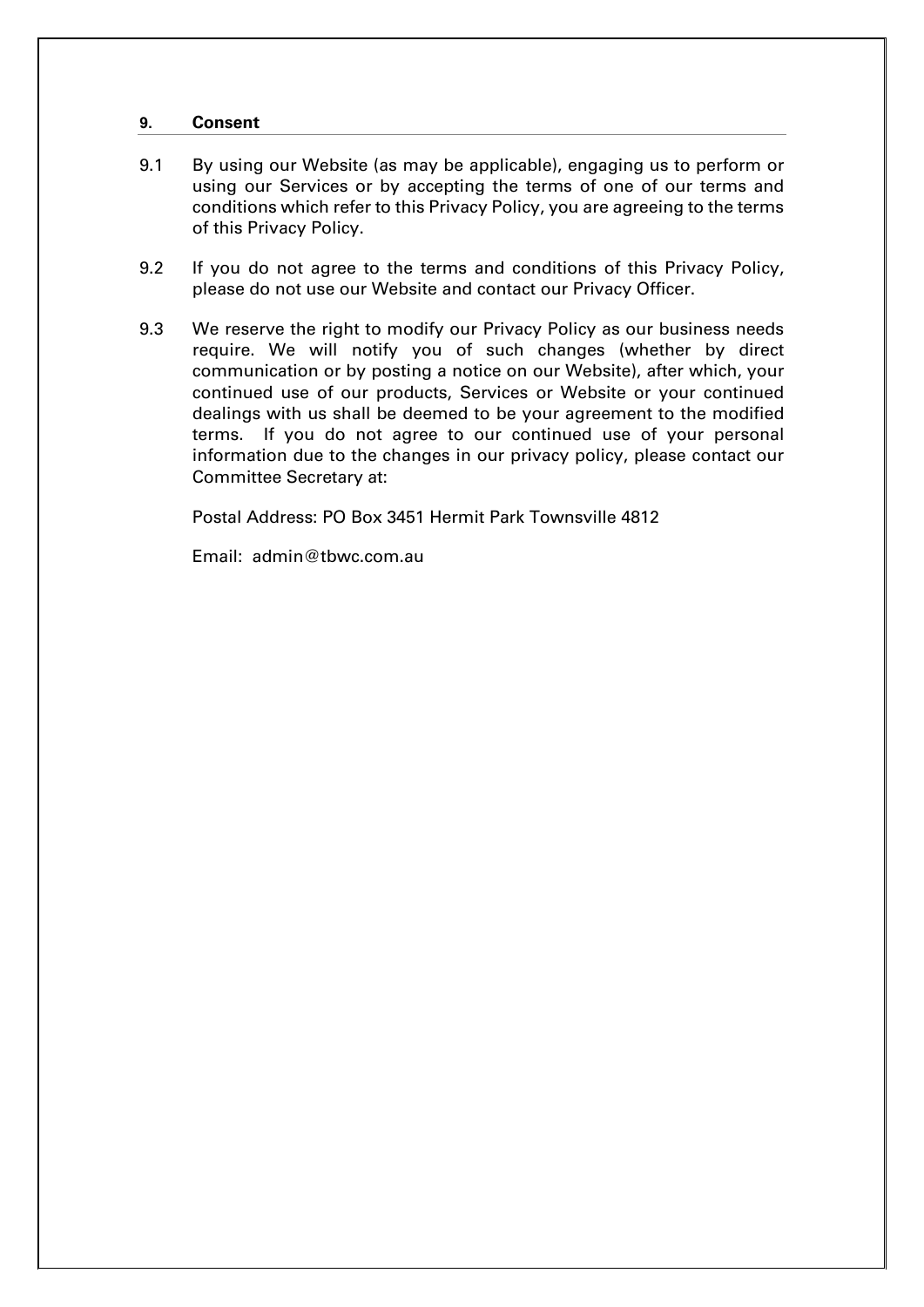## 9. Consent

9.1 By using our Website (as may be applicable), engaging us to perform or using our Services or by accepting the terms of one of our terms and conditions which refer to this Privacy Policy, you are agreeing to the terms of this Privacy Policy.

9.2 If you do not agree to the terms and conditions of this Privacy Policy, please do not use our Website and contact our Privacy Officer.

9.3 We reserve the right to modify our Privacy Policy as our business needs require. We will notify you of such changes (whether by direct communication or by posting a notice on our Website), after which, your continued use of our products, Services or Website or your continued dealings with us shall be deemed to be your agreement to the modified terms. If you do not agree to our continued use of your personal information due to the changes in our privacy policy, please contact our Committee Secretary at:

Postal Address: PO Box 3451 Hermit Park Townsville 4812

Email: admin@tbwc.com.au